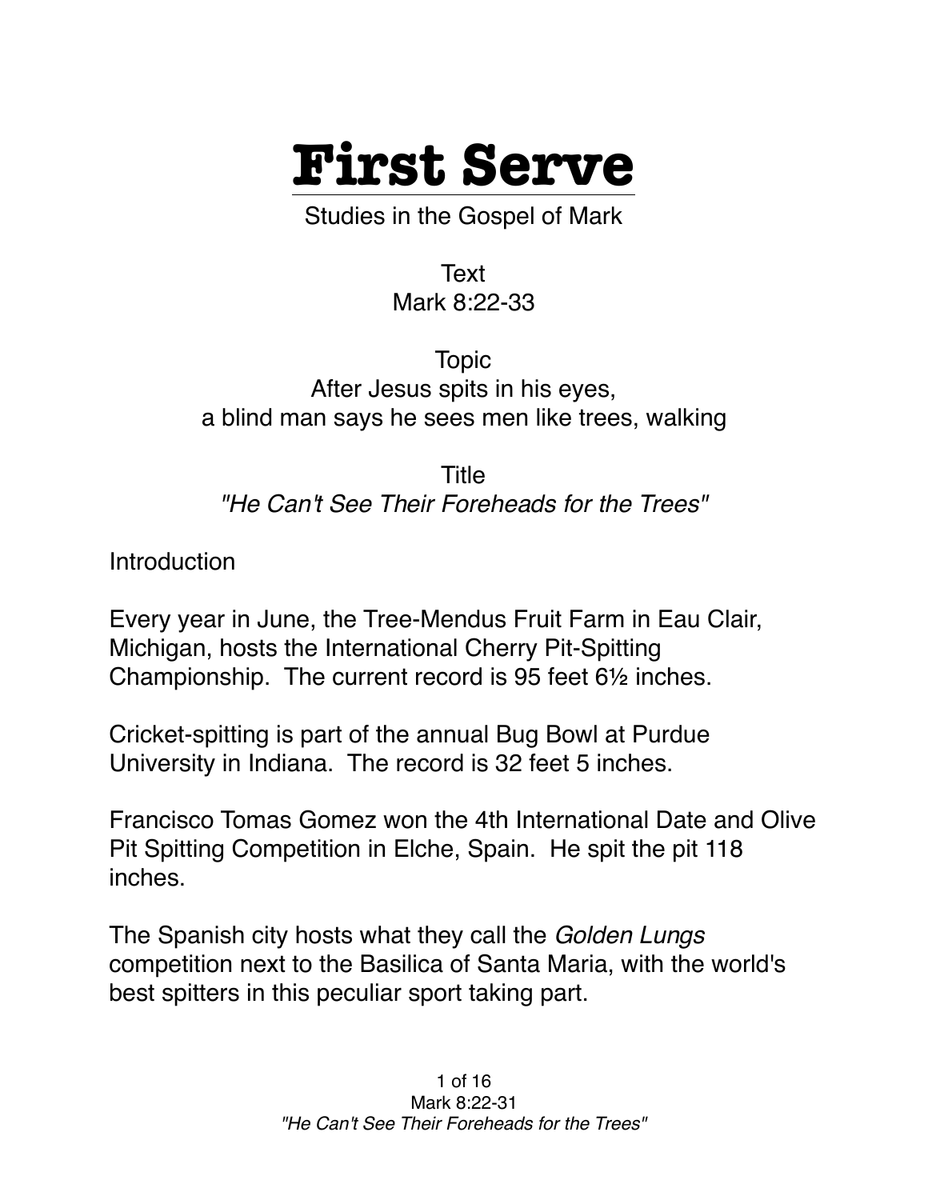# First Serve

Studies in the Gospel of Mark

Text
Mark 8:22-33

Topic
After Jesus spits in his eyes,
a blind man says he sees men like trees, walking

Title
*"He Can't See Their Foreheads for the Trees"*

Introduction

Every year in June, the Tree-Mendus Fruit Farm in Eau Clair, Michigan, hosts the International Cherry Pit-Spitting Championship. The current record is 95 feet 6½ inches.

Cricket-spitting is part of the annual Bug Bowl at Purdue University in Indiana. The record is 32 feet 5 inches.

Francisco Tomas Gomez won the 4th International Date and Olive Pit Spitting Competition in Elche, Spain. He spit the pit 118 inches.

The Spanish city hosts what they call the *Golden Lungs* competition next to the Basilica of Santa Maria, with the world's best spitters in this peculiar sport taking part.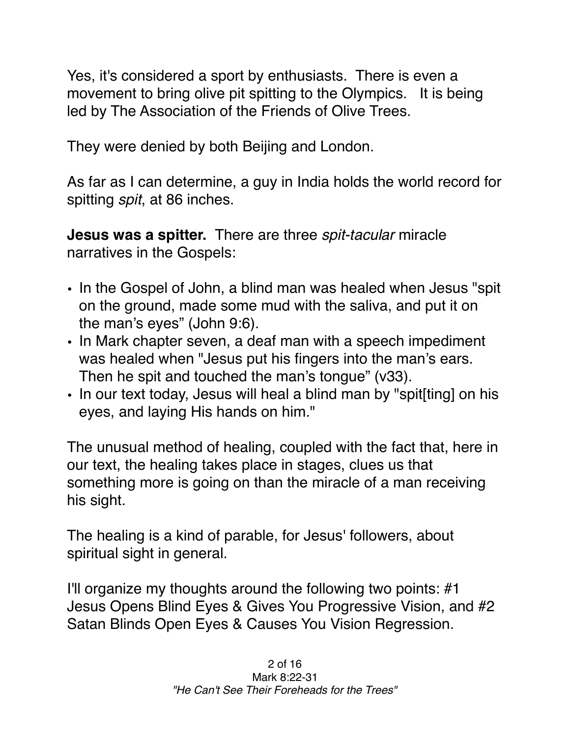Yes, it's considered a sport by enthusiasts. There is even a movement to bring olive pit spitting to the Olympics. It is being led by The Association of the Friends of Olive Trees.

They were denied by both Beijing and London.

As far as I can determine, a guy in India holds the world record for spitting *spit*, at 86 inches.

**Jesus was a spitter.** There are three *spit-tacular* miracle narratives in the Gospels:

- In the Gospel of John, a blind man was healed when Jesus "spit on the ground, made some mud with the saliva, and put it on the man's eyes" (John 9:6).
- In Mark chapter seven, a deaf man with a speech impediment was healed when "Jesus put his fingers into the man's ears. Then he spit and touched the man's tongue" (v33).
- In our text today, Jesus will heal a blind man by "spit[ting] on his eyes, and laying His hands on him."

The unusual method of healing, coupled with the fact that, here in our text, the healing takes place in stages, clues us that something more is going on than the miracle of a man receiving his sight.

The healing is a kind of parable, for Jesus' followers, about spiritual sight in general.

I'll organize my thoughts around the following two points: #1 Jesus Opens Blind Eyes & Gives You Progressive Vision, and #2 Satan Blinds Open Eyes & Causes You Vision Regression.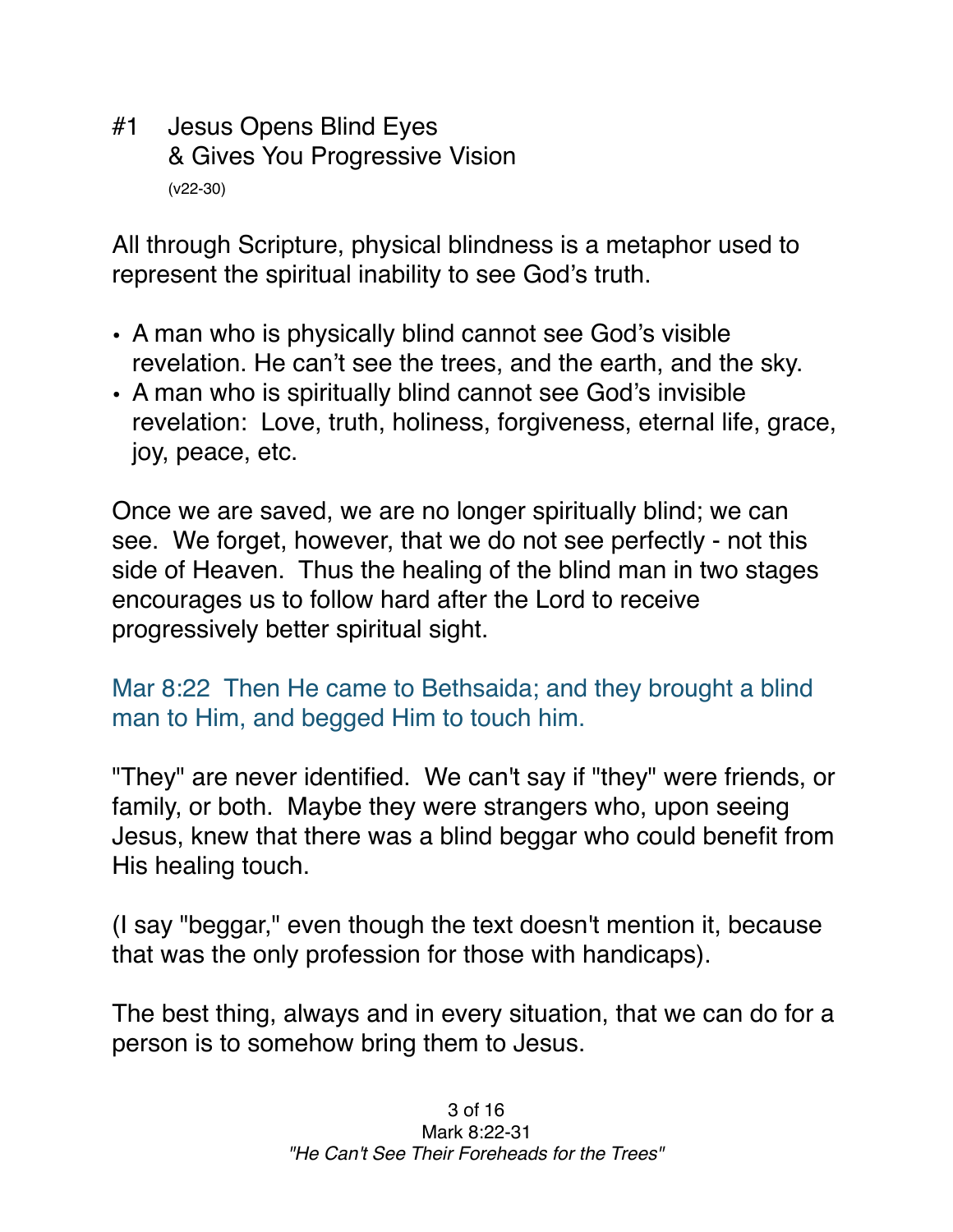## #1 Jesus Opens Blind Eyes & Gives You Progressive Vision

(v22-30)

All through Scripture, physical blindness is a metaphor used to represent the spiritual inability to see God's truth.

- A man who is physically blind cannot see God's visible revelation. He can't see the trees, and the earth, and the sky.
- A man who is spiritually blind cannot see God's invisible revelation: Love, truth, holiness, forgiveness, eternal life, grace, joy, peace, etc.

Once we are saved, we are no longer spiritually blind; we can see. We forget, however, that we do not see perfectly - not this side of Heaven. Thus the healing of the blind man in two stages encourages us to follow hard after the Lord to receive progressively better spiritual sight.

Mar 8:22 Then He came to Bethsaida; and they brought a blind man to Him, and begged Him to touch him.

"They" are never identified. We can't say if "they" were friends, or family, or both. Maybe they were strangers who, upon seeing Jesus, knew that there was a blind beggar who could benefit from His healing touch.

(I say "beggar," even though the text doesn't mention it, because that was the only profession for those with handicaps).

The best thing, always and in every situation, that we can do for a person is to somehow bring them to Jesus.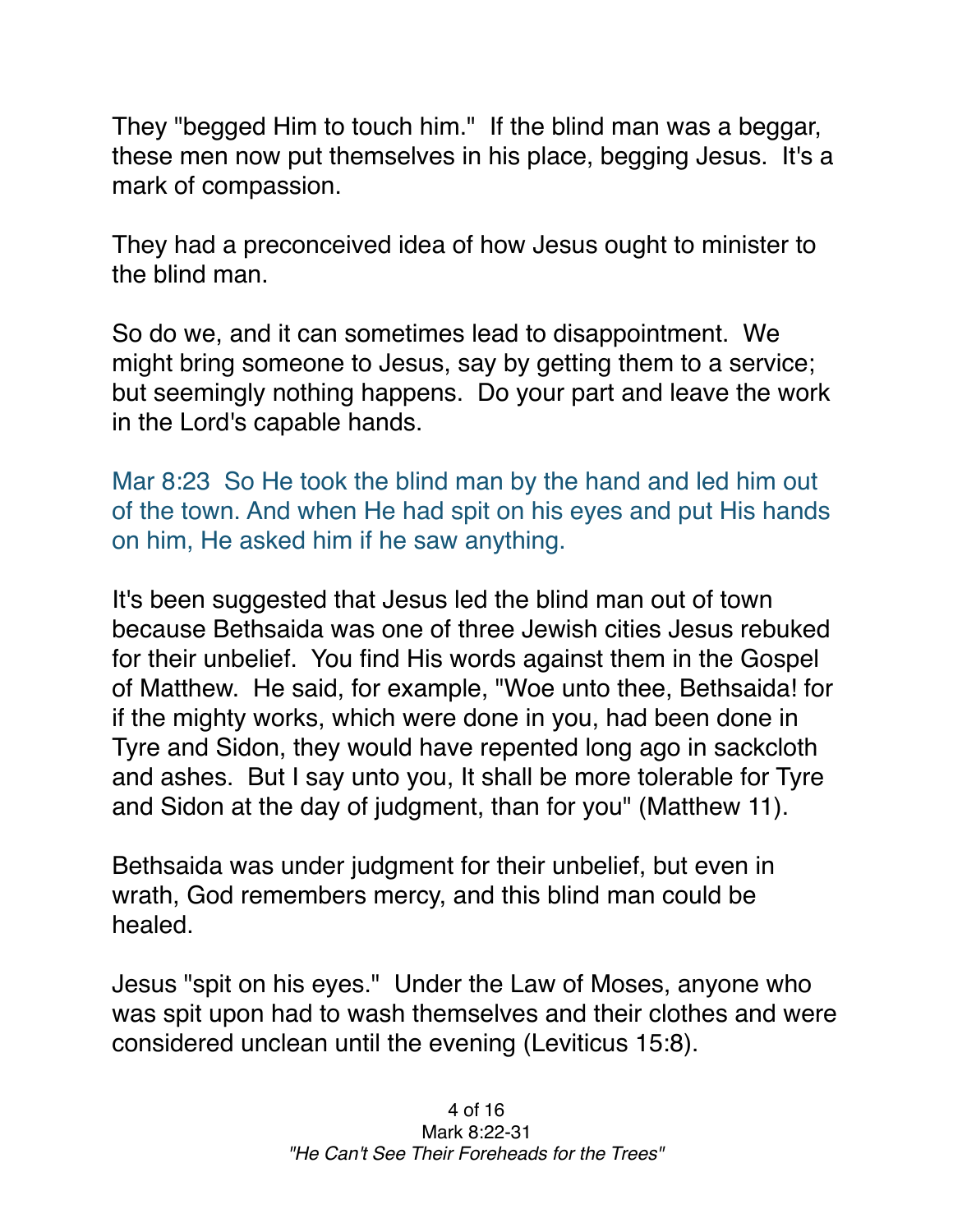They "begged Him to touch him." If the blind man was a beggar, these men now put themselves in his place, begging Jesus. It's a mark of compassion.

They had a preconceived idea of how Jesus ought to minister to the blind man.

So do we, and it can sometimes lead to disappointment. We might bring someone to Jesus, say by getting them to a service; but seemingly nothing happens. Do your part and leave the work in the Lord's capable hands.

Mar 8:23 So He took the blind man by the hand and led him out of the town. And when He had spit on his eyes and put His hands on him, He asked him if he saw anything.

It's been suggested that Jesus led the blind man out of town because Bethsaida was one of three Jewish cities Jesus rebuked for their unbelief. You find His words against them in the Gospel of Matthew. He said, for example, "Woe unto thee, Bethsaida! for if the mighty works, which were done in you, had been done in Tyre and Sidon, they would have repented long ago in sackcloth and ashes. But I say unto you, It shall be more tolerable for Tyre and Sidon at the day of judgment, than for you" (Matthew 11).

Bethsaida was under judgment for their unbelief, but even in wrath, God remembers mercy, and this blind man could be healed.

Jesus "spit on his eyes." Under the Law of Moses, anyone who was spit upon had to wash themselves and their clothes and were considered unclean until the evening (Leviticus 15:8).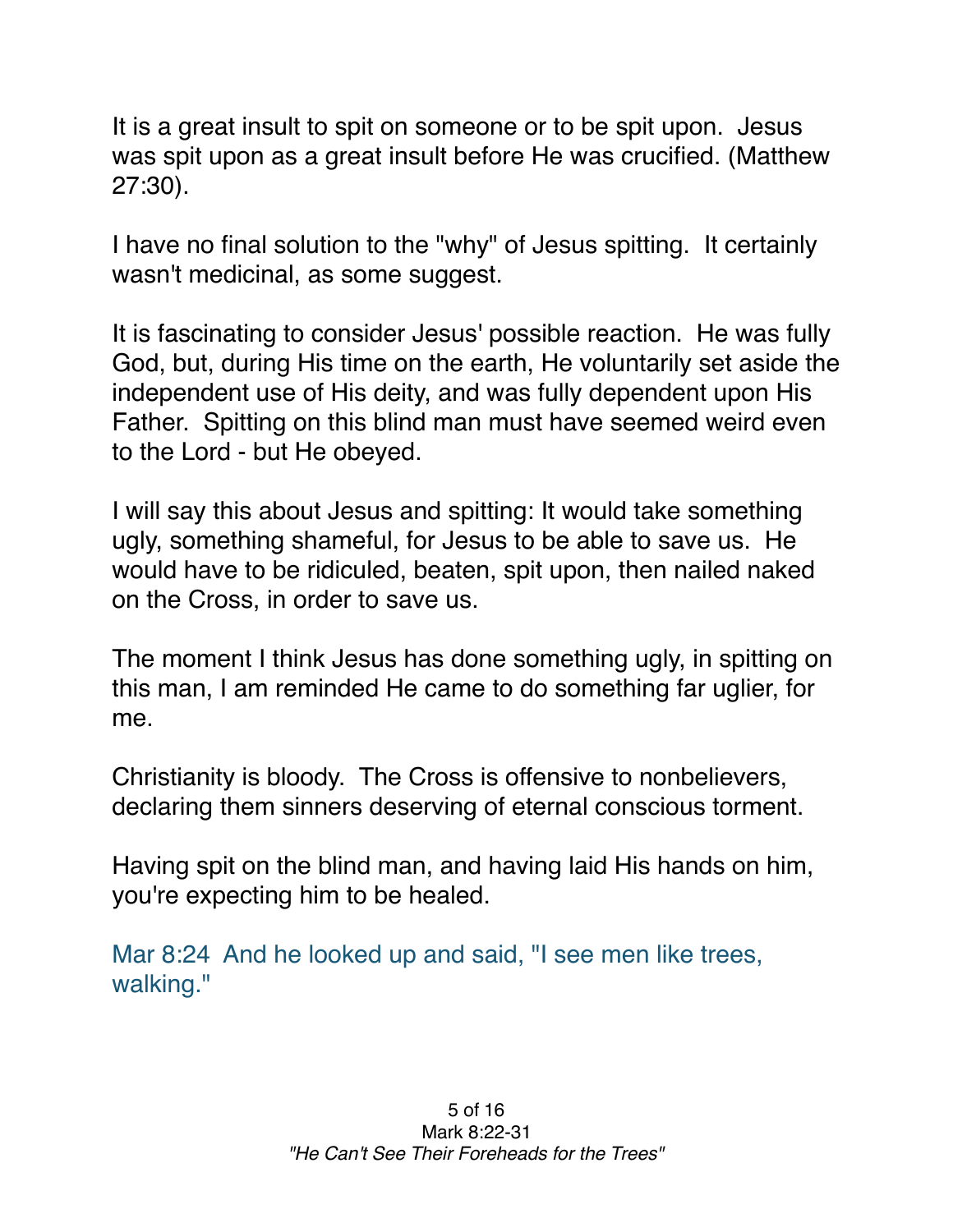It is a great insult to spit on someone or to be spit upon. Jesus was spit upon as a great insult before He was crucified. (Matthew 27:30).

I have no final solution to the "why" of Jesus spitting. It certainly wasn't medicinal, as some suggest.

It is fascinating to consider Jesus' possible reaction. He was fully God, but, during His time on the earth, He voluntarily set aside the independent use of His deity, and was fully dependent upon His Father. Spitting on this blind man must have seemed weird even to the Lord - but He obeyed.

I will say this about Jesus and spitting: It would take something ugly, something shameful, for Jesus to be able to save us. He would have to be ridiculed, beaten, spit upon, then nailed naked on the Cross, in order to save us.

The moment I think Jesus has done something ugly, in spitting on this man, I am reminded He came to do something far uglier, for me.

Christianity is bloody. The Cross is offensive to nonbelievers, declaring them sinners deserving of eternal conscious torment.

Having spit on the blind man, and having laid His hands on him, you're expecting him to be healed.

Mar 8:24 And he looked up and said, "I see men like trees, walking."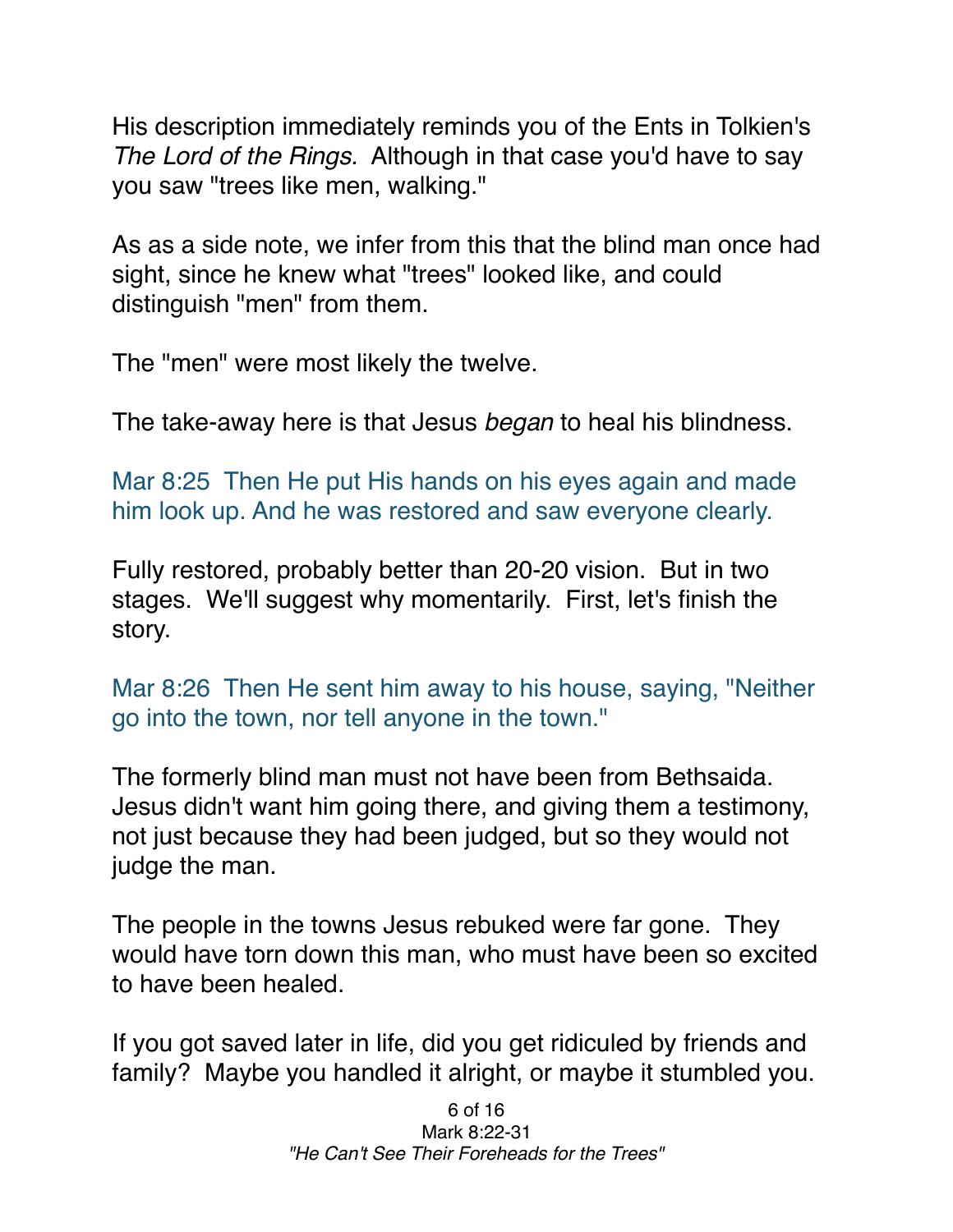His description immediately reminds you of the Ents in Tolkien's *The Lord of the Rings.* Although in that case you'd have to say you saw "trees like men, walking."

As as a side note, we infer from this that the blind man once had sight, since he knew what "trees" looked like, and could distinguish "men" from them.

The "men" were most likely the twelve.

The take-away here is that Jesus *began* to heal his blindness.

Mar 8:25 Then He put His hands on his eyes again and made him look up. And he was restored and saw everyone clearly.

Fully restored, probably better than 20-20 vision. But in two stages. We'll suggest why momentarily. First, let's finish the story.

Mar 8:26 Then He sent him away to his house, saying, "Neither go into the town, nor tell anyone in the town."

The formerly blind man must not have been from Bethsaida. Jesus didn't want him going there, and giving them a testimony, not just because they had been judged, but so they would not judge the man.

The people in the towns Jesus rebuked were far gone. They would have torn down this man, who must have been so excited to have been healed.

If you got saved later in life, did you get ridiculed by friends and family? Maybe you handled it alright, or maybe it stumbled you.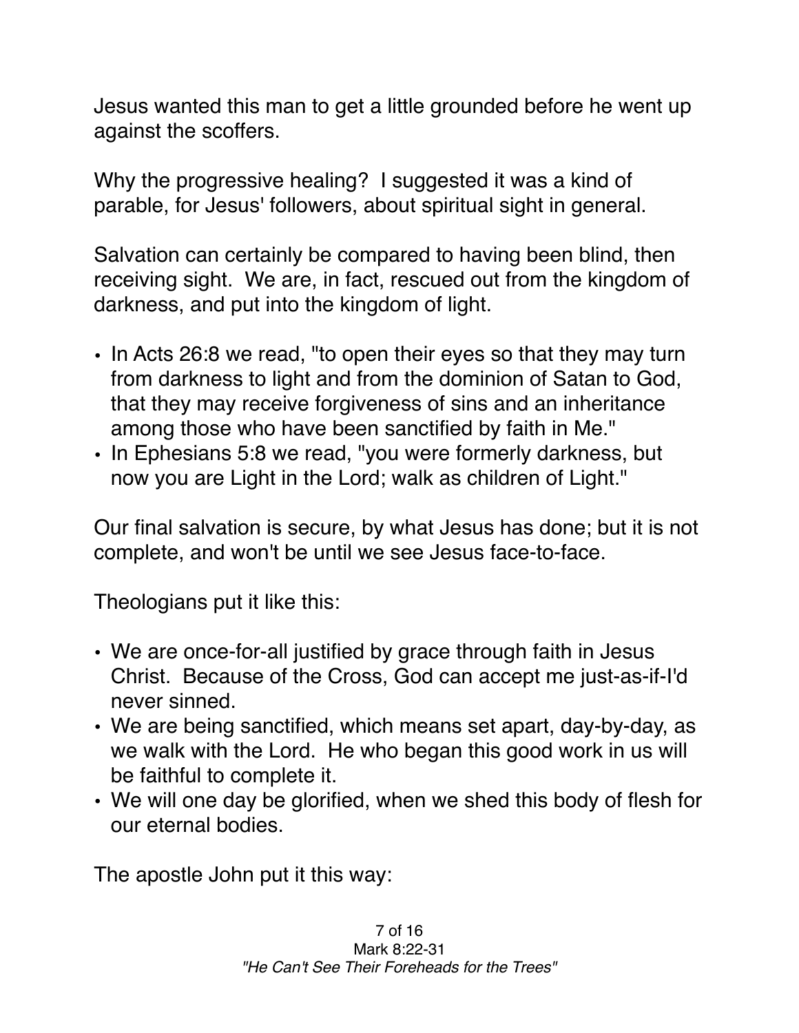Jesus wanted this man to get a little grounded before he went up against the scoffers.

Why the progressive healing? I suggested it was a kind of parable, for Jesus' followers, about spiritual sight in general.

Salvation can certainly be compared to having been blind, then receiving sight. We are, in fact, rescued out from the kingdom of darkness, and put into the kingdom of light.

- In Acts 26:8 we read, "to open their eyes so that they may turn from darkness to light and from the dominion of Satan to God, that they may receive forgiveness of sins and an inheritance among those who have been sanctified by faith in Me."
- In Ephesians 5:8 we read, "you were formerly darkness, but now you are Light in the Lord; walk as children of Light."

Our final salvation is secure, by what Jesus has done; but it is not complete, and won't be until we see Jesus face-to-face.

Theologians put it like this:

- We are once-for-all justified by grace through faith in Jesus Christ. Because of the Cross, God can accept me just-as-if-I'd never sinned.
- We are being sanctified, which means set apart, day-by-day, as we walk with the Lord. He who began this good work in us will be faithful to complete it.
- We will one day be glorified, when we shed this body of flesh for our eternal bodies.

The apostle John put it this way: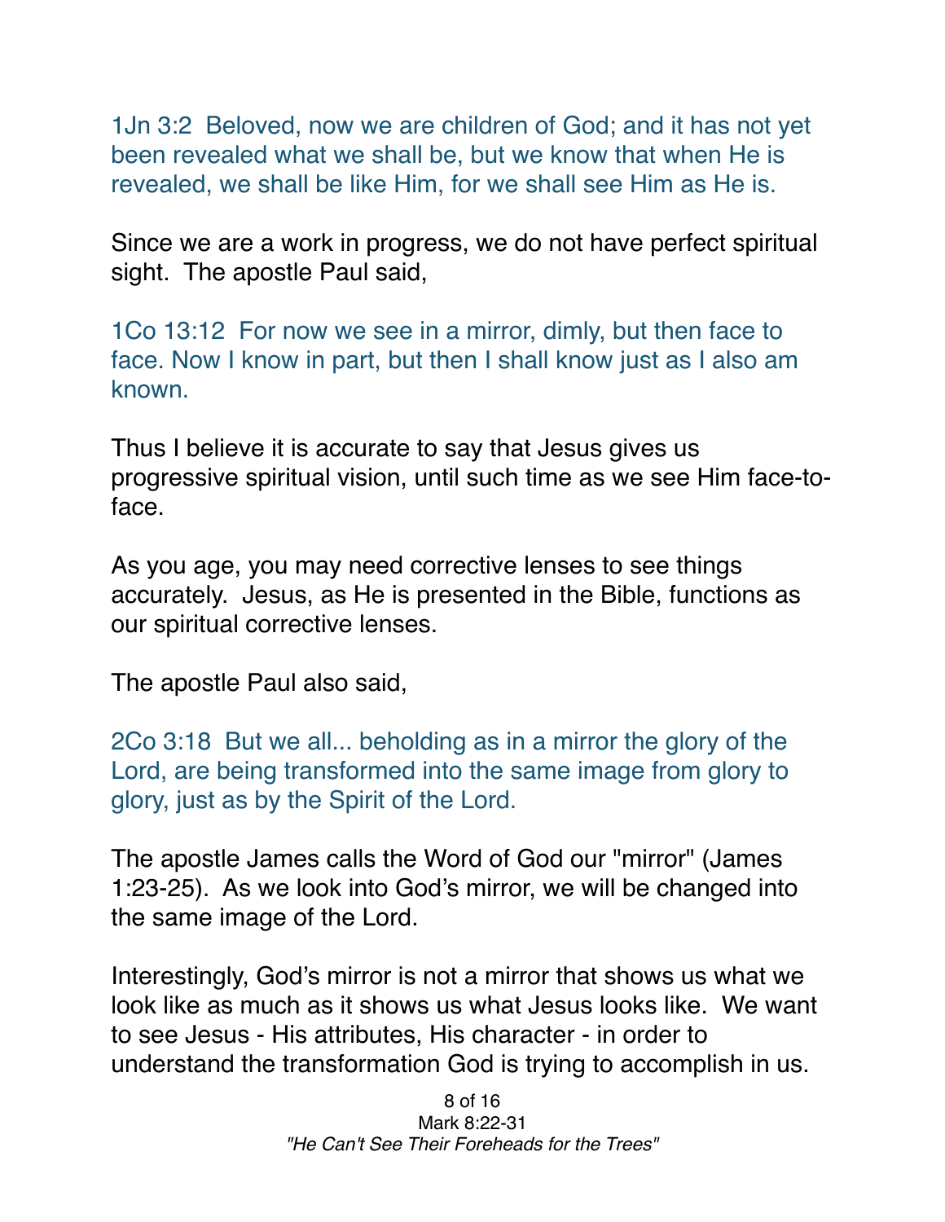1Jn 3:2  Beloved, now we are children of God; and it has not yet been revealed what we shall be, but we know that when He is revealed, we shall be like Him, for we shall see Him as He is.

Since we are a work in progress, we do not have perfect spiritual sight.  The apostle Paul said,

1Co 13:12  For now we see in a mirror, dimly, but then face to face. Now I know in part, but then I shall know just as I also am known.

Thus I believe it is accurate to say that Jesus gives us progressive spiritual vision, until such time as we see Him face-to-face.

As you age, you may need corrective lenses to see things accurately.  Jesus, as He is presented in the Bible, functions as our spiritual corrective lenses.

The apostle Paul also said,

2Co 3:18  But we all... beholding as in a mirror the glory of the Lord, are being transformed into the same image from glory to glory, just as by the Spirit of the Lord.

The apostle James calls the Word of God our "mirror" (James 1:23-25).  As we look into God's mirror, we will be changed into the same image of the Lord.

Interestingly, God's mirror is not a mirror that shows us what we look like as much as it shows us what Jesus looks like.  We want to see Jesus - His attributes, His character - in order to understand the transformation God is trying to accomplish in us.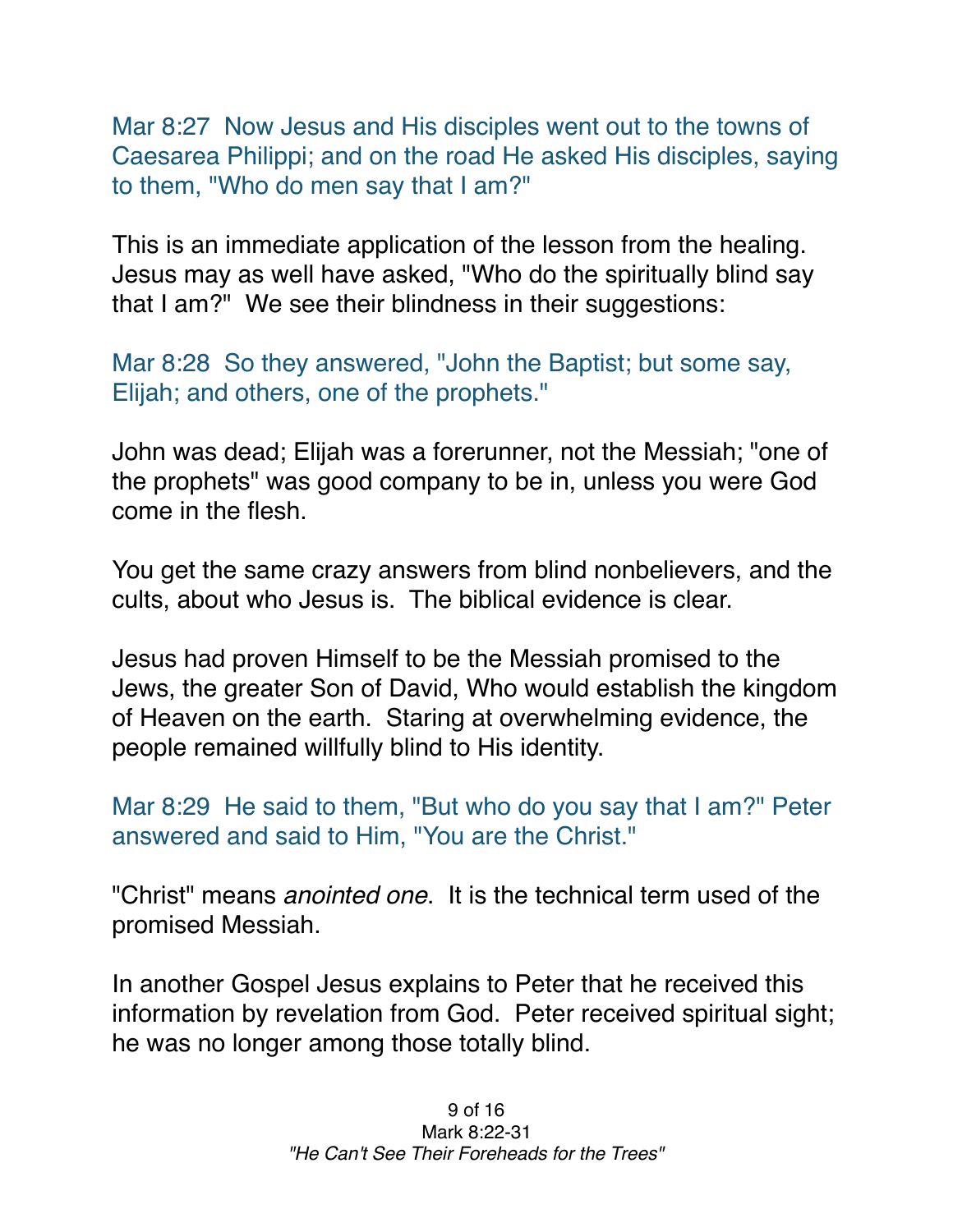Mar 8:27  Now Jesus and His disciples went out to the towns of Caesarea Philippi; and on the road He asked His disciples, saying to them, "Who do men say that I am?"

This is an immediate application of the lesson from the healing. Jesus may as well have asked, "Who do the spiritually blind say that I am?"  We see their blindness in their suggestions:

Mar 8:28  So they answered, "John the Baptist; but some say, Elijah; and others, one of the prophets."

John was dead; Elijah was a forerunner, not the Messiah; "one of the prophets" was good company to be in, unless you were God come in the flesh.

You get the same crazy answers from blind nonbelievers, and the cults, about who Jesus is.  The biblical evidence is clear.

Jesus had proven Himself to be the Messiah promised to the Jews, the greater Son of David, Who would establish the kingdom of Heaven on the earth.  Staring at overwhelming evidence, the people remained willfully blind to His identity.

Mar 8:29  He said to them, "But who do you say that I am?" Peter answered and said to Him, "You are the Christ."

"Christ" means *anointed one*.  It is the technical term used of the promised Messiah.

In another Gospel Jesus explains to Peter that he received this information by revelation from God.  Peter received spiritual sight; he was no longer among those totally blind.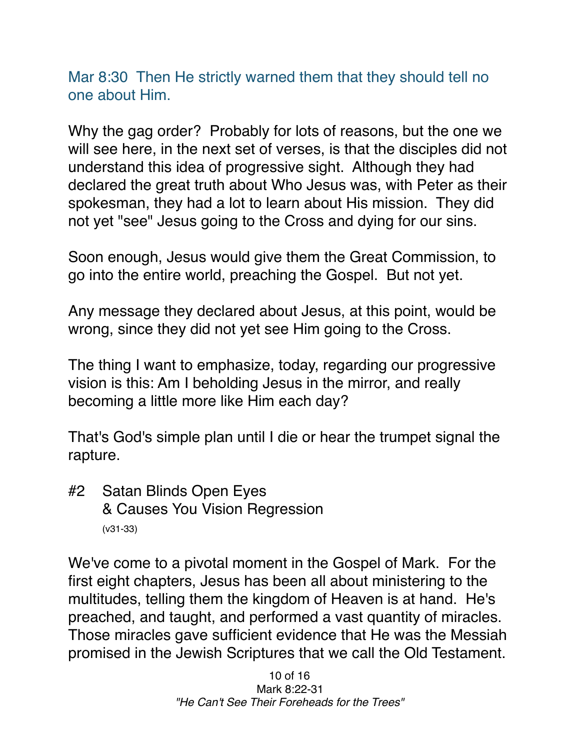Mar 8:30  Then He strictly warned them that they should tell no one about Him.

Why the gag order?  Probably for lots of reasons, but the one we will see here, in the next set of verses, is that the disciples did not understand this idea of progressive sight.  Although they had declared the great truth about Who Jesus was, with Peter as their spokesman, they had a lot to learn about His mission.  They did not yet "see" Jesus going to the Cross and dying for our sins.

Soon enough, Jesus would give them the Great Commission, to go into the entire world, preaching the Gospel.  But not yet.

Any message they declared about Jesus, at this point, would be wrong, since they did not yet see Him going to the Cross.

The thing I want to emphasize, today, regarding our progressive vision is this: Am I beholding Jesus in the mirror, and really becoming a little more like Him each day?

That's God's simple plan until I die or hear the trumpet signal the rapture.

## #2 Satan Blinds Open Eyes & Causes You Vision Regression

(v31-33)

We've come to a pivotal moment in the Gospel of Mark.  For the first eight chapters, Jesus has been all about ministering to the multitudes, telling them the kingdom of Heaven is at hand.  He's preached, and taught, and performed a vast quantity of miracles. Those miracles gave sufficient evidence that He was the Messiah promised in the Jewish Scriptures that we call the Old Testament.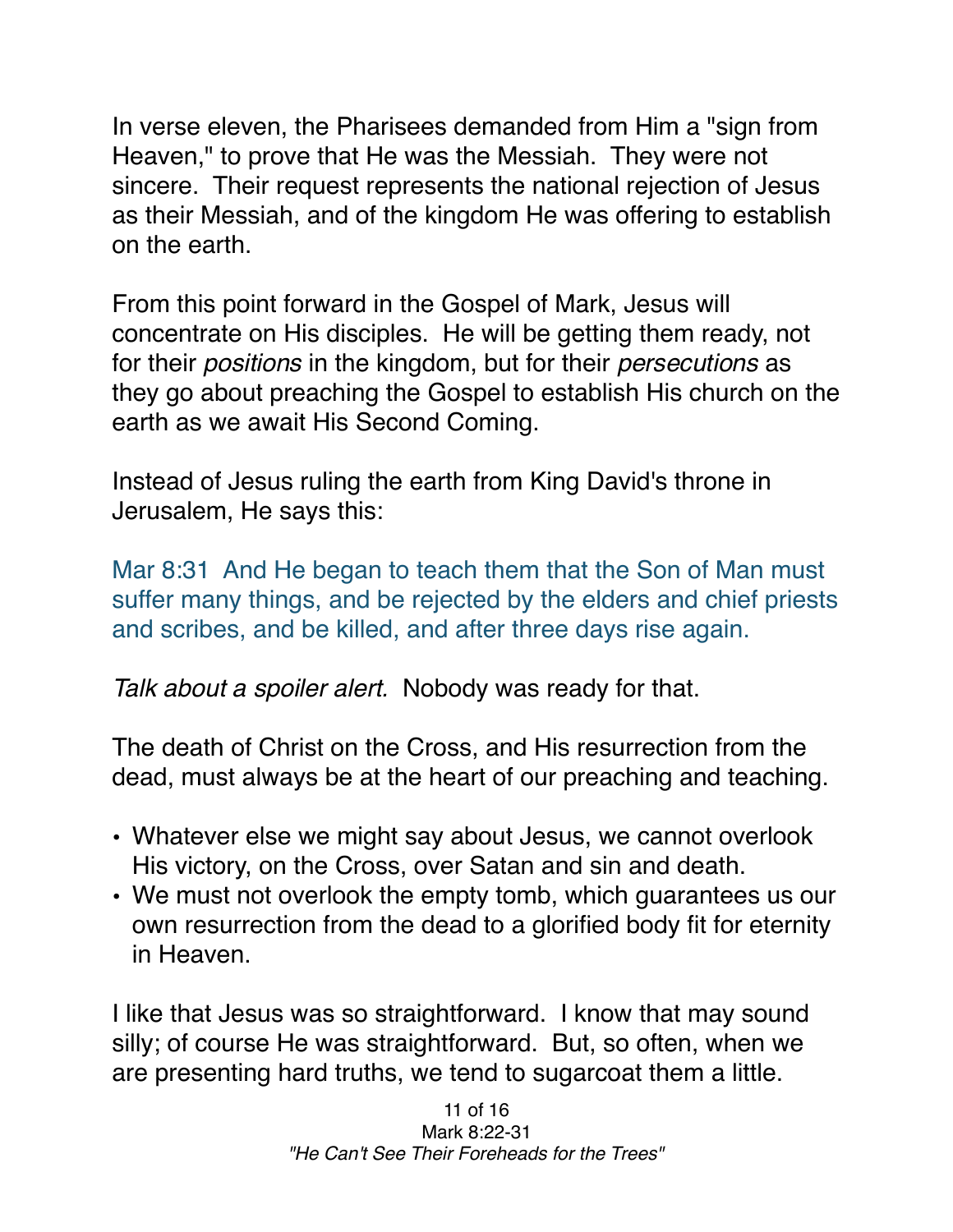In verse eleven, the Pharisees demanded from Him a "sign from Heaven," to prove that He was the Messiah. They were not sincere. Their request represents the national rejection of Jesus as their Messiah, and of the kingdom He was offering to establish on the earth.

From this point forward in the Gospel of Mark, Jesus will concentrate on His disciples. He will be getting them ready, not for their *positions* in the kingdom, but for their *persecutions* as they go about preaching the Gospel to establish His church on the earth as we await His Second Coming.

Instead of Jesus ruling the earth from King David's throne in Jerusalem, He says this:

Mar 8:31 And He began to teach them that the Son of Man must suffer many things, and be rejected by the elders and chief priests and scribes, and be killed, and after three days rise again.

*Talk about a spoiler alert.* Nobody was ready for that.

The death of Christ on the Cross, and His resurrection from the dead, must always be at the heart of our preaching and teaching.

- Whatever else we might say about Jesus, we cannot overlook His victory, on the Cross, over Satan and sin and death.
- We must not overlook the empty tomb, which guarantees us our own resurrection from the dead to a glorified body fit for eternity in Heaven.

I like that Jesus was so straightforward. I know that may sound silly; of course He was straightforward. But, so often, when we are presenting hard truths, we tend to sugarcoat them a little.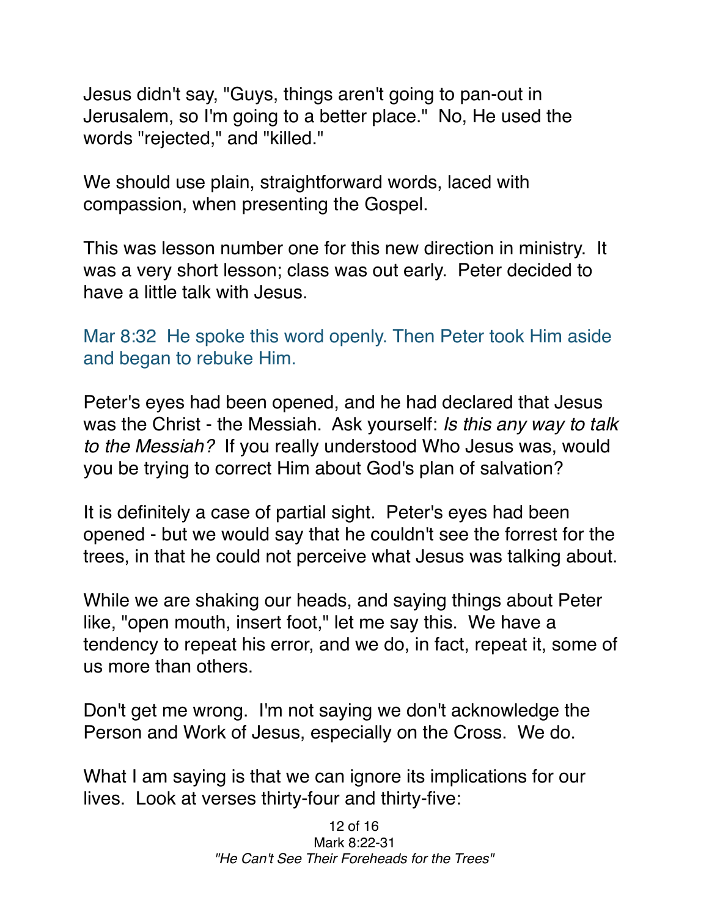Jesus didn't say, "Guys, things aren't going to pan-out in Jerusalem, so I'm going to a better place."  No, He used the words "rejected," and "killed."

We should use plain, straightforward words, laced with compassion, when presenting the Gospel.

This was lesson number one for this new direction in ministry.  It was a very short lesson; class was out early.  Peter decided to have a little talk with Jesus.

Mar 8:32  He spoke this word openly. Then Peter took Him aside and began to rebuke Him.

Peter's eyes had been opened, and he had declared that Jesus was the Christ - the Messiah.  Ask yourself: *Is this any way to talk to the Messiah?*  If you really understood Who Jesus was, would you be trying to correct Him about God's plan of salvation?

It is definitely a case of partial sight.  Peter's eyes had been opened - but we would say that he couldn't see the forrest for the trees, in that he could not perceive what Jesus was talking about.

While we are shaking our heads, and saying things about Peter like, "open mouth, insert foot," let me say this.  We have a tendency to repeat his error, and we do, in fact, repeat it, some of us more than others.

Don't get me wrong.  I'm not saying we don't acknowledge the Person and Work of Jesus, especially on the Cross.  We do.

What I am saying is that we can ignore its implications for our lives.  Look at verses thirty-four and thirty-five: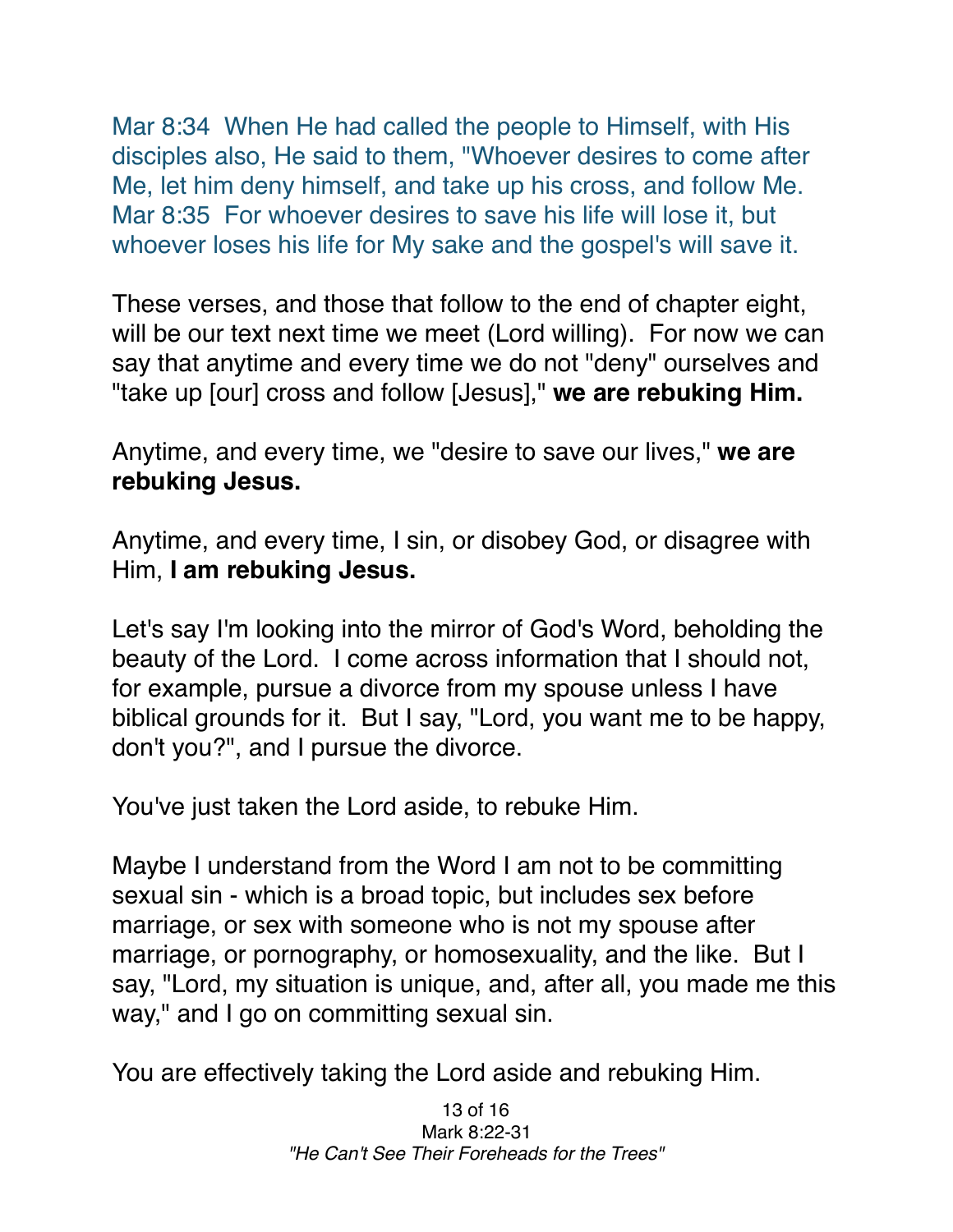Mar 8:34  When He had called the people to Himself, with His disciples also, He said to them, "Whoever desires to come after Me, let him deny himself, and take up his cross, and follow Me.
Mar 8:35  For whoever desires to save his life will lose it, but whoever loses his life for My sake and the gospel's will save it.

These verses, and those that follow to the end of chapter eight, will be our text next time we meet (Lord willing).  For now we can say that anytime and every time we do not "deny" ourselves and "take up [our] cross and follow [Jesus]," **we are rebuking Him.**

Anytime, and every time, we "desire to save our lives," **we are rebuking Jesus.**

Anytime, and every time, I sin, or disobey God, or disagree with Him, **I am rebuking Jesus.**

Let's say I'm looking into the mirror of God's Word, beholding the beauty of the Lord.  I come across information that I should not, for example, pursue a divorce from my spouse unless I have biblical grounds for it.  But I say, "Lord, you want me to be happy, don't you?", and I pursue the divorce.

You've just taken the Lord aside, to rebuke Him.

Maybe I understand from the Word I am not to be committing sexual sin - which is a broad topic, but includes sex before marriage, or sex with someone who is not my spouse after marriage, or pornography, or homosexuality, and the like.  But I say, "Lord, my situation is unique, and, after all, you made me this way," and I go on committing sexual sin.

You are effectively taking the Lord aside and rebuking Him.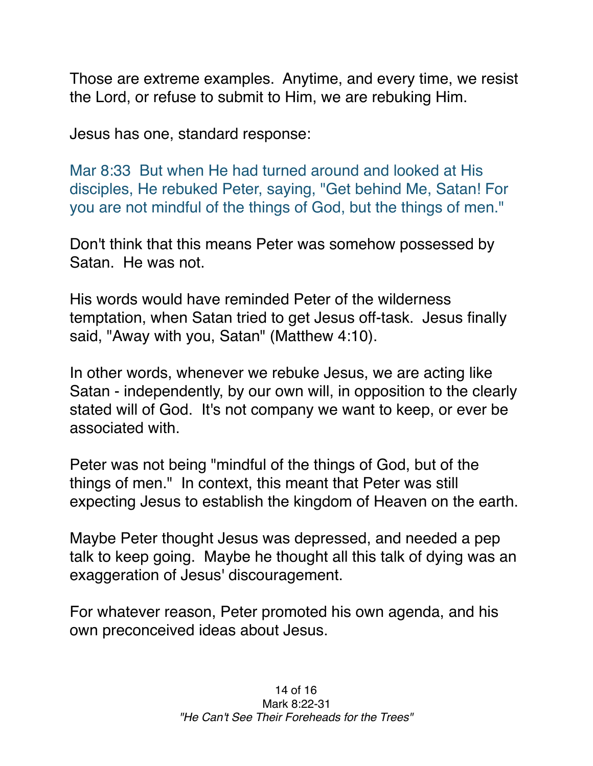Those are extreme examples. Anytime, and every time, we resist the Lord, or refuse to submit to Him, we are rebuking Him.

Jesus has one, standard response:

Mar 8:33 But when He had turned around and looked at His disciples, He rebuked Peter, saying, "Get behind Me, Satan! For you are not mindful of the things of God, but the things of men."

Don't think that this means Peter was somehow possessed by Satan. He was not.

His words would have reminded Peter of the wilderness temptation, when Satan tried to get Jesus off-task. Jesus finally said, "Away with you, Satan" (Matthew 4:10).

In other words, whenever we rebuke Jesus, we are acting like Satan - independently, by our own will, in opposition to the clearly stated will of God. It's not company we want to keep, or ever be associated with.

Peter was not being "mindful of the things of God, but of the things of men." In context, this meant that Peter was still expecting Jesus to establish the kingdom of Heaven on the earth.

Maybe Peter thought Jesus was depressed, and needed a pep talk to keep going. Maybe he thought all this talk of dying was an exaggeration of Jesus' discouragement.

For whatever reason, Peter promoted his own agenda, and his own preconceived ideas about Jesus.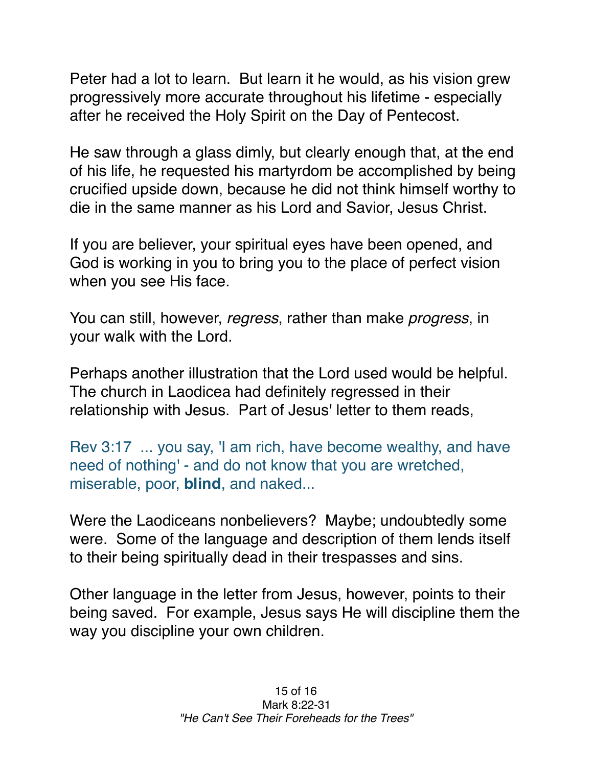Peter had a lot to learn. But learn it he would, as his vision grew progressively more accurate throughout his lifetime - especially after he received the Holy Spirit on the Day of Pentecost.

He saw through a glass dimly, but clearly enough that, at the end of his life, he requested his martyrdom be accomplished by being crucified upside down, because he did not think himself worthy to die in the same manner as his Lord and Savior, Jesus Christ.

If you are believer, your spiritual eyes have been opened, and God is working in you to bring you to the place of perfect vision when you see His face.

You can still, however, *regress*, rather than make *progress*, in your walk with the Lord.

Perhaps another illustration that the Lord used would be helpful. The church in Laodicea had definitely regressed in their relationship with Jesus. Part of Jesus' letter to them reads,

Rev 3:17 ... you say, 'I am rich, have become wealthy, and have need of nothing' - and do not know that you are wretched, miserable, poor, **blind**, and naked...

Were the Laodiceans nonbelievers? Maybe; undoubtedly some were. Some of the language and description of them lends itself to their being spiritually dead in their trespasses and sins.

Other language in the letter from Jesus, however, points to their being saved. For example, Jesus says He will discipline them the way you discipline your own children.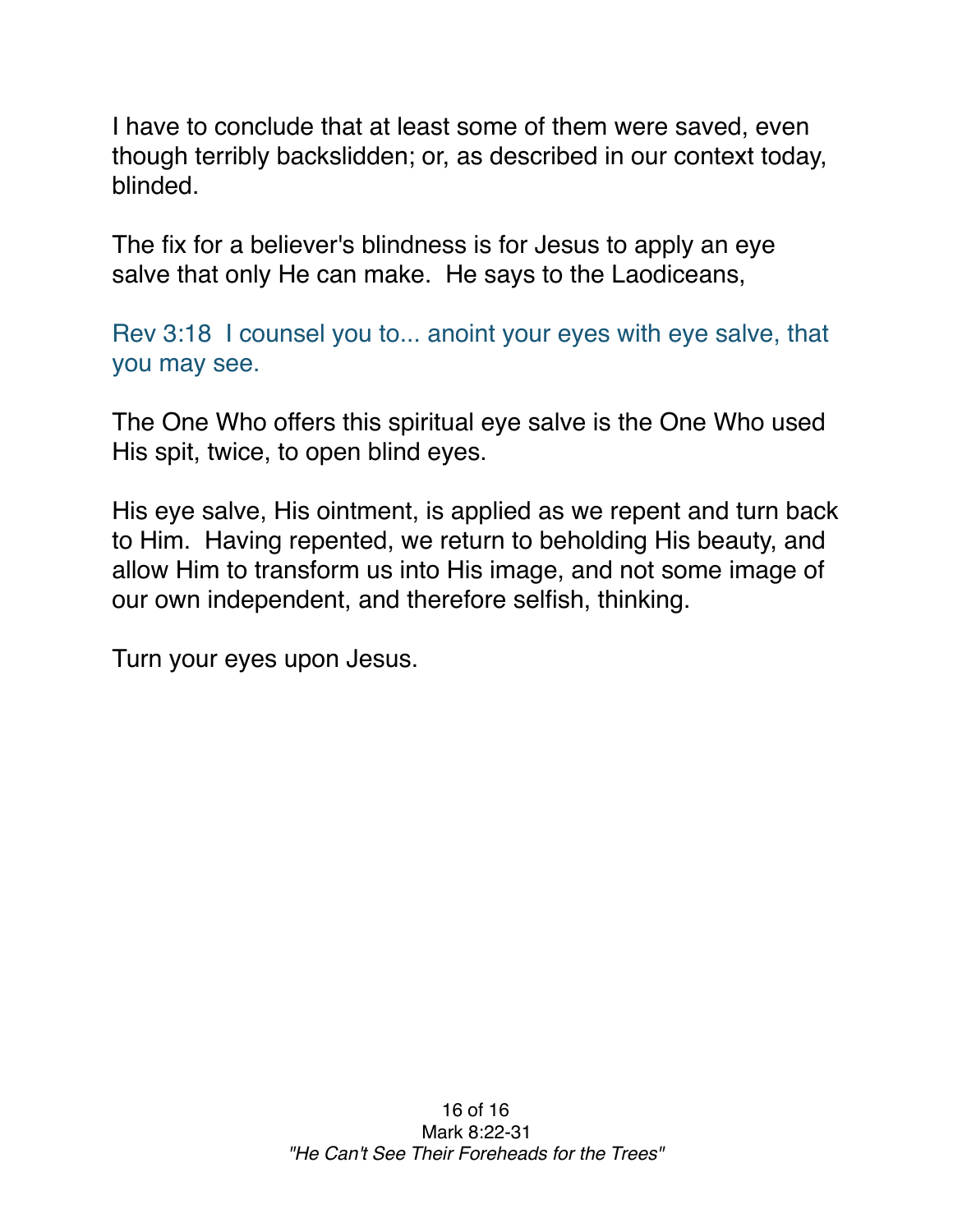I have to conclude that at least some of them were saved, even though terribly backslidden; or, as described in our context today, blinded.

The fix for a believer's blindness is for Jesus to apply an eye salve that only He can make. He says to the Laodiceans,

Rev 3:18 I counsel you to... anoint your eyes with eye salve, that you may see.

The One Who offers this spiritual eye salve is the One Who used His spit, twice, to open blind eyes.

His eye salve, His ointment, is applied as we repent and turn back to Him. Having repented, we return to beholding His beauty, and allow Him to transform us into His image, and not some image of our own independent, and therefore selfish, thinking.

Turn your eyes upon Jesus.